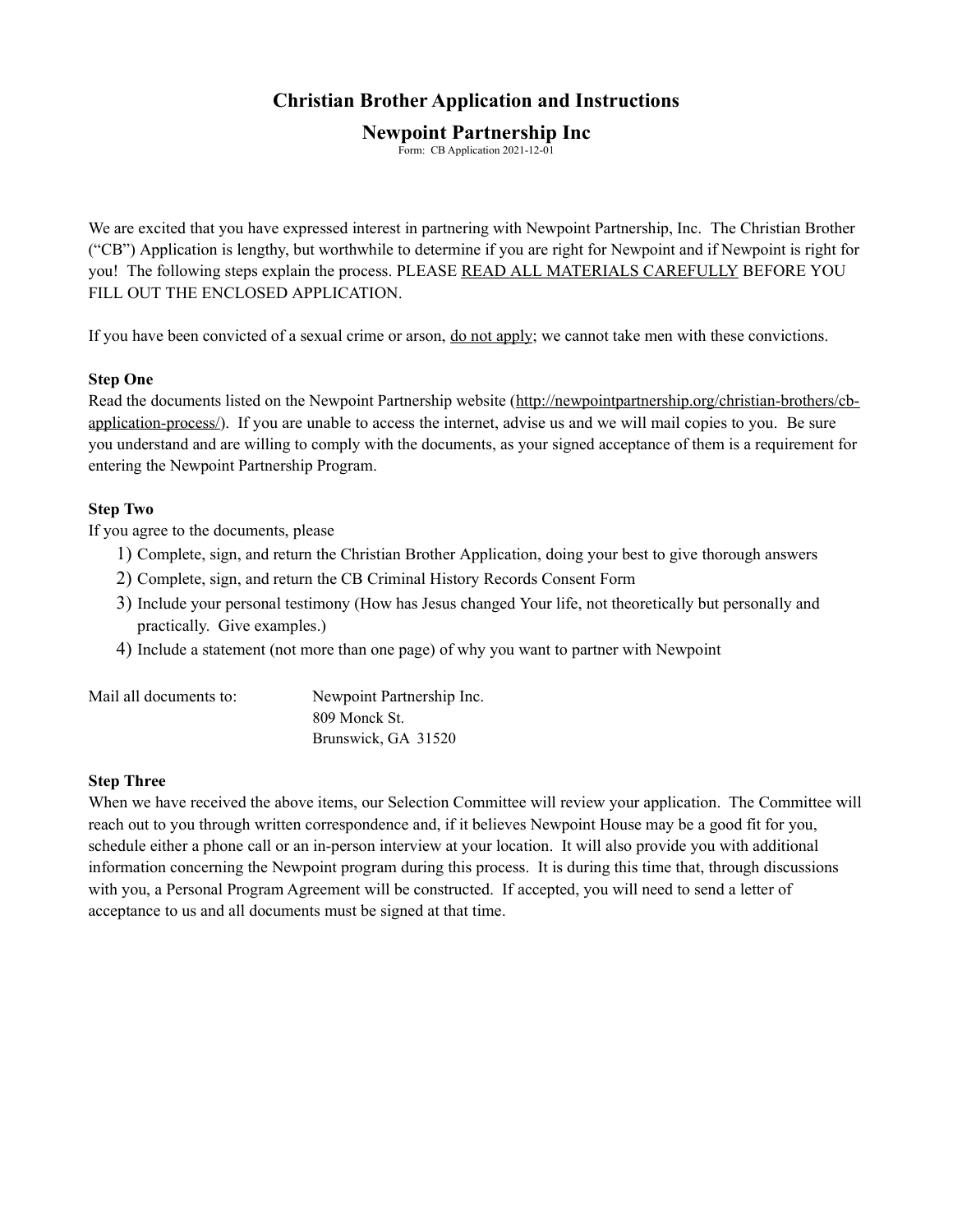# Christian Brother Application and Instructions

## Newpoint Partnership Inc

Form: CB Application 2021-12-01

We are excited that you have expressed interest in partnering with Newpoint Partnership, Inc. The Christian Brother ("CB") Application is lengthy, but worthwhile to determine if you are right for Newpoint and if Newpoint is right for you! The following steps explain the process. PLEASE READ ALL MATERIALS CAREFULLY BEFORE YOU FILL OUT THE ENCLOSED APPLICATION.

If you have been convicted of a sexual crime or arson, do not apply; we cannot take men with these convictions.

**Step One**

Read the documents listed on the Newpoint Partnership website (http://newpointpartnership.org/christian-brothers/cb-application-process/). If you are unable to access the internet, advise us and we will mail copies to you. Be sure you understand and are willing to comply with the documents, as your signed acceptance of them is a requirement for entering the Newpoint Partnership Program.

**Step Two**

If you agree to the documents, please

1) Complete, sign, and return the Christian Brother Application, doing your best to give thorough answers
2) Complete, sign, and return the CB Criminal History Records Consent Form
3) Include your personal testimony (How has Jesus changed Your life, not theoretically but personally and practically. Give examples.)
4) Include a statement (not more than one page) of why you want to partner with Newpoint

Mail all documents to:

Newpoint Partnership Inc.
809 Monck St.
Brunswick, GA 31520

**Step Three**

When we have received the above items, our Selection Committee will review your application. The Committee will reach out to you through written correspondence and, if it believes Newpoint House may be a good fit for you, schedule either a phone call or an in-person interview at your location. It will also provide you with additional information concerning the Newpoint program during this process. It is during this time that, through discussions with you, a Personal Program Agreement will be constructed. If accepted, you will need to send a letter of acceptance to us and all documents must be signed at that time.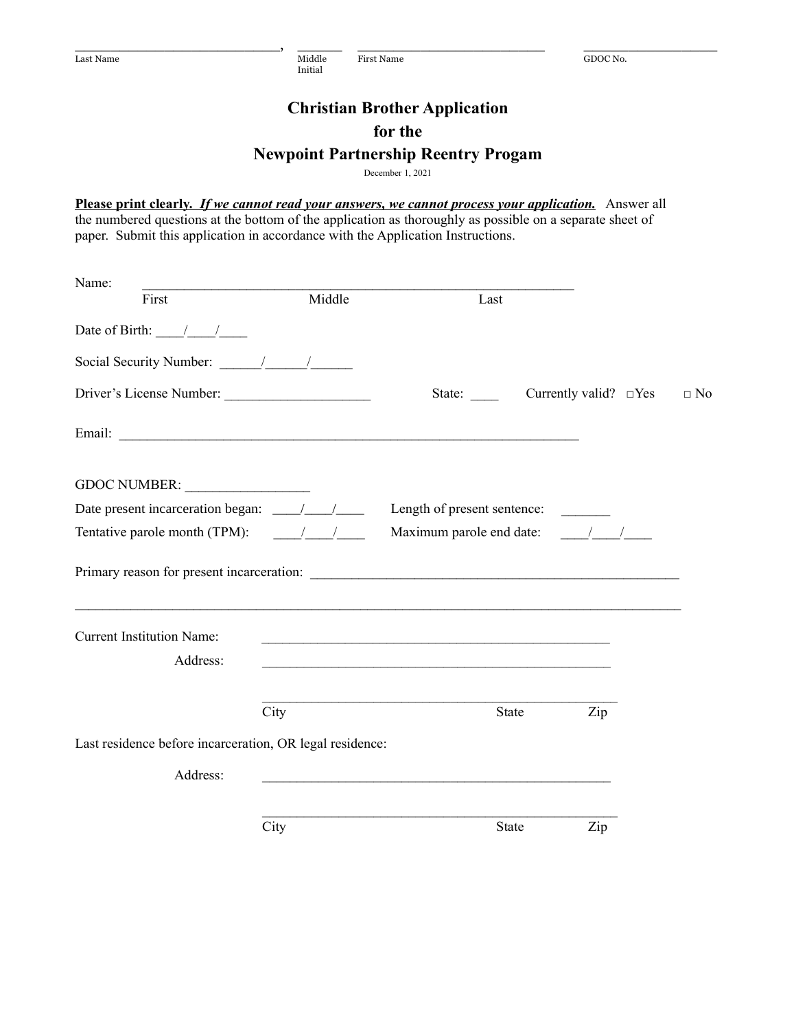_______________________________, _______ _____________________________ _____________________
Last Name Middle Initial First Name GDOC No.

# Christian Brother Application
# for the
# Newpoint Partnership Reentry Progam

December 1, 2021

**Please print clearly.** ***If we cannot read your answers, we cannot process your application.*** Answer all the numbered questions at the bottom of the application as thoroughly as possible on a separate sheet of paper. Submit this application in accordance with the Application Instructions.

Name: _________________________________________________________________
First Middle Last

Date of Birth: ____/____/____

Social Security Number: ______/______/______

Driver's License Number: _____________________ State: ____ Currently valid? □Yes □ No

Email: ______________________________________________________________________

GDOC NUMBER: __________________

Date present incarceration began: ____/____/____ Length of present sentence: _______

Tentative parole month (TPM): ____/____/____ Maximum parole end date: ____/____/____

Primary reason for present incarceration: _______________________________________________________

___________________________________________________________________________________________

Current Institution Name: ____________________________________________________

Address: ____________________________________________________

____________________________________________________
City State Zip

Last residence before incarceration, OR legal residence:

Address: ____________________________________________________

____________________________________________________
City State Zip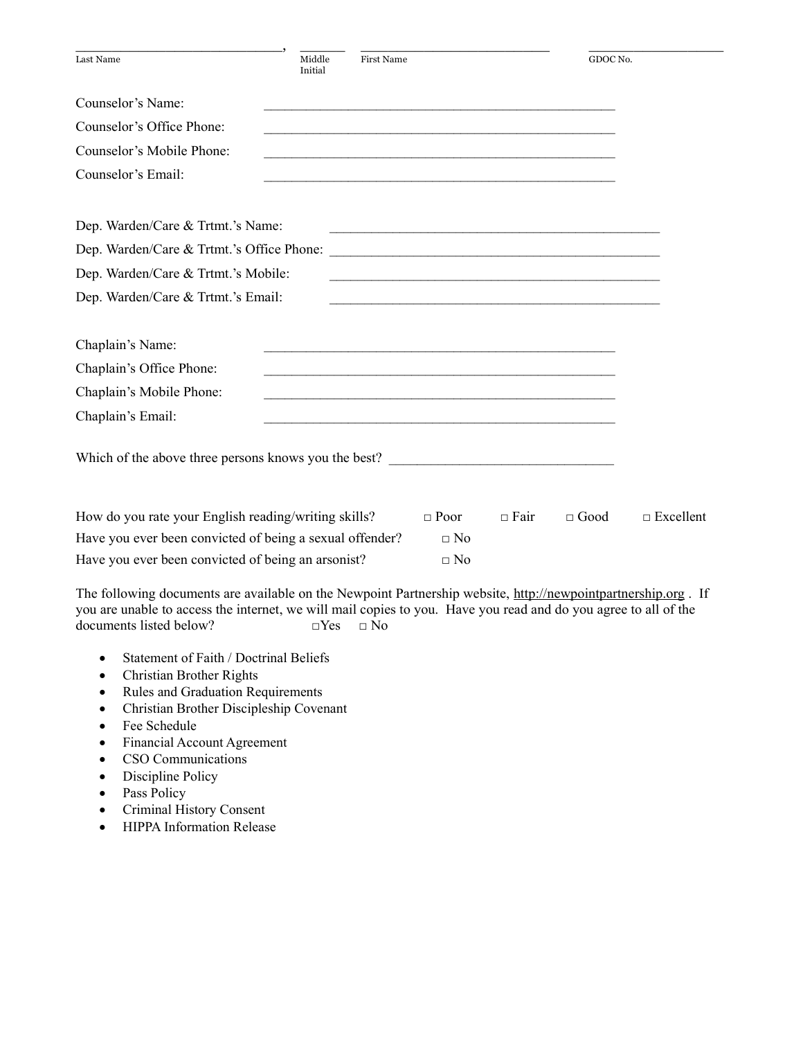______________________________, ______ ____________________________ ____________________

Last Name Middle Initial First Name GDOC No.

Counselor's Name: ____________________________________________________

Counselor's Office Phone: ____________________________________________________

Counselor's Mobile Phone: ____________________________________________________

Counselor's Email: ____________________________________________________

Dep. Warden/Care & Trtmt.'s Name: ________________________________________________

Dep. Warden/Care & Trtmt.'s Office Phone: ________________________________________________

Dep. Warden/Care & Trtmt.'s Mobile: ________________________________________________

Dep. Warden/Care & Trtmt.'s Email: ________________________________________________

Chaplain's Name: ____________________________________________________

Chaplain's Office Phone: ____________________________________________________

Chaplain's Mobile Phone: ____________________________________________________

Chaplain's Email: ____________________________________________________

Which of the above three persons knows you the best? ________________________________

How do you rate your English reading/writing skills? □ Poor □ Fair □ Good □ Excellent

Have you ever been convicted of being a sexual offender? □ No

Have you ever been convicted of being an arsonist? □ No

The following documents are available on the Newpoint Partnership website, http://newpointpartnership.org . If you are unable to access the internet, we will mail copies to you. Have you read and do you agree to all of the documents listed below? □Yes □ No

- Statement of Faith / Doctrinal Beliefs
- Christian Brother Rights
- Rules and Graduation Requirements
- Christian Brother Discipleship Covenant
- Fee Schedule
- Financial Account Agreement
- CSO Communications
- Discipline Policy
- Pass Policy
- Criminal History Consent
- HIPPA Information Release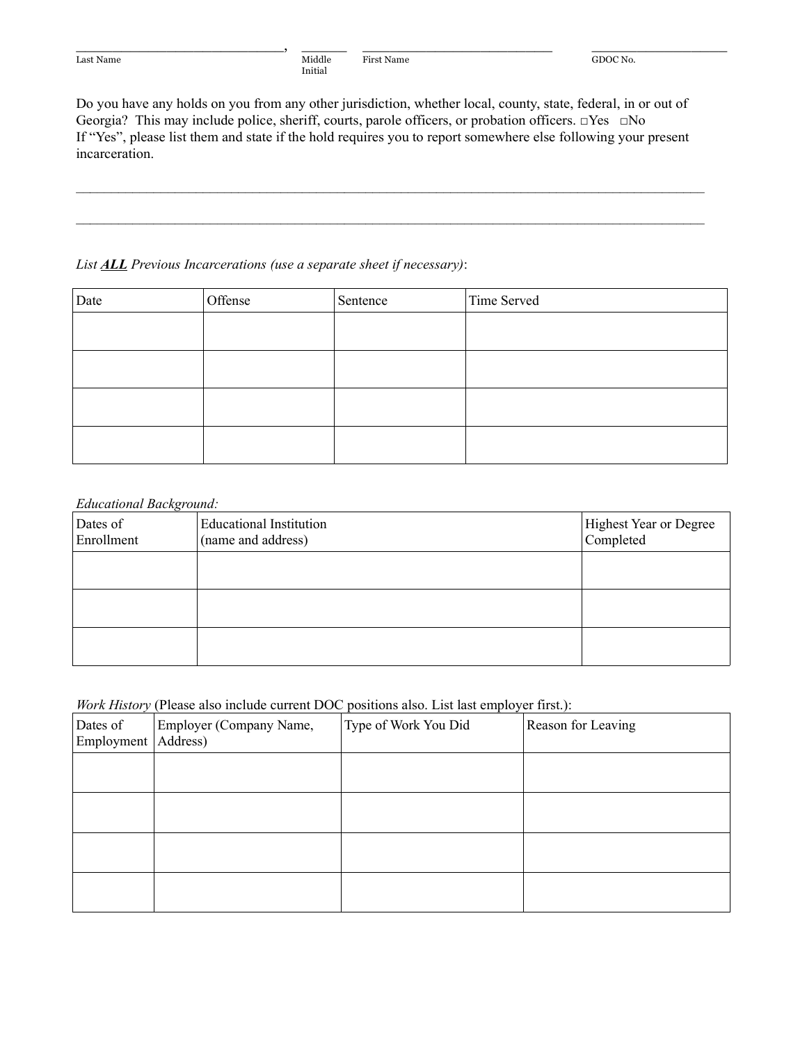_______________________________, _______ _____________________________ ____________________

Last Name Middle Initial First Name GDOC No.

Do you have any holds on you from any other jurisdiction, whether local, county, state, federal, in or out of Georgia? This may include police, sheriff, courts, parole officers, or probation officers. □Yes □No
If "Yes", please list them and state if the hold requires you to report somewhere else following your present incarceration.

______________________________________________________________________________________________

______________________________________________________________________________________________

*List **ALL** Previous Incarcerations (use a separate sheet if necessary)*:

| Date | Offense | Sentence | Time Served |
|---|---|---|---|
| | | | |
| | | | |
| | | | |
| | | | |

*Educational Background:*

| Dates of Enrollment | Educational Institution (name and address) | Highest Year or Degree Completed |
|---|---|---|
| | | |
| | | |
| | | |

*Work History* (Please also include current DOC positions also. List last employer first.):

| Dates of Employment | Employer (Company Name, Address) | Type of Work You Did | Reason for Leaving |
|---|---|---|---|
| | | | |
| | | | |
| | | | |
| | | | |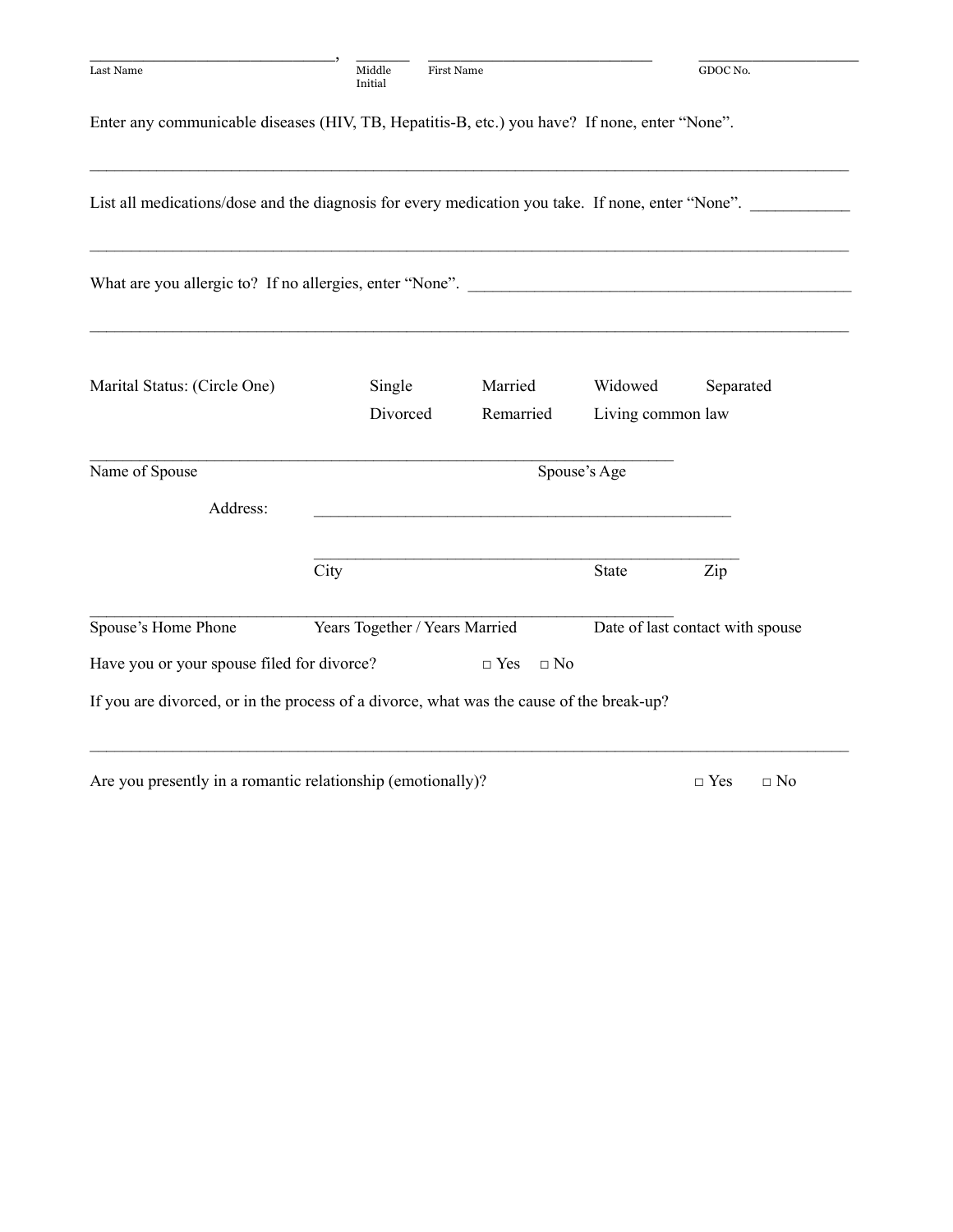______________________________, ________ ______________________________ ____________________

Last Name, Middle Initial, First Name, GDOC No.

Enter any communicable diseases (HIV, TB, Hepatitis-B, etc.) you have? If none, enter "None".

____________________________________________________________________________________________

List all medications/dose and the diagnosis for every medication you take. If none, enter "None". ____________

____________________________________________________________________________________________

What are you allergic to? If no allergies, enter "None". ______________________________________________

____________________________________________________________________________________________

Marital Status: (Circle One) Single Married Widowed Separated Divorced Remarried Living common law

____________________________________________________________________

Name of Spouse Spouse's Age

Address: ____________________________________________________

____________________________________________________

City State Zip

____________________________________________________________________

Spouse's Home Phone Years Together / Years Married Date of last contact with spouse

Have you or your spouse filed for divorce? □ Yes □ No

If you are divorced, or in the process of a divorce, what was the cause of the break-up?

____________________________________________________________________________________________

Are you presently in a romantic relationship (emotionally)? □ Yes □ No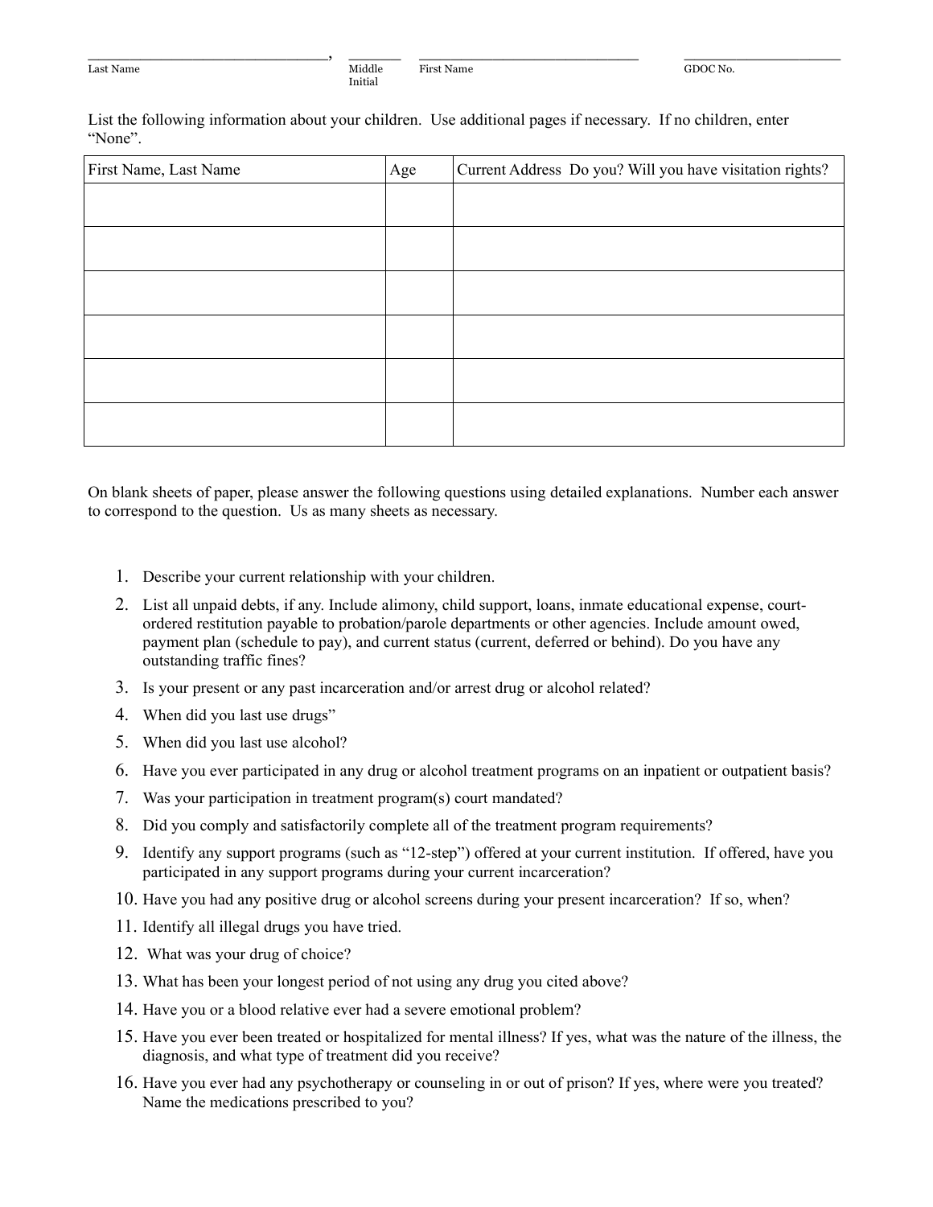______________________________, _______ ____________________________ ____________________

Last Name Middle Initial First Name GDOC No.

List the following information about your children. Use additional pages if necessary. If no children, enter "None".

| First Name, Last Name | Age | Current Address Do you? Will you have visitation rights? |
|---|---|---|
| | | |
| | | |
| | | |
| | | |
| | | |
| | | |

On blank sheets of paper, please answer the following questions using detailed explanations. Number each answer to correspond to the question. Us as many sheets as necessary.

1. Describe your current relationship with your children.
2. List all unpaid debts, if any. Include alimony, child support, loans, inmate educational expense, court-ordered restitution payable to probation/parole departments or other agencies. Include amount owed, payment plan (schedule to pay), and current status (current, deferred or behind). Do you have any outstanding traffic fines?
3. Is your present or any past incarceration and/or arrest drug or alcohol related?
4. When did you last use drugs"
5. When did you last use alcohol?
6. Have you ever participated in any drug or alcohol treatment programs on an inpatient or outpatient basis?
7. Was your participation in treatment program(s) court mandated?
8. Did you comply and satisfactorily complete all of the treatment program requirements?
9. Identify any support programs (such as "12-step") offered at your current institution. If offered, have you participated in any support programs during your current incarceration?
10. Have you had any positive drug or alcohol screens during your present incarceration? If so, when?
11. Identify all illegal drugs you have tried.
12. What was your drug of choice?
13. What has been your longest period of not using any drug you cited above?
14. Have you or a blood relative ever had a severe emotional problem?
15. Have you ever been treated or hospitalized for mental illness? If yes, what was the nature of the illness, the diagnosis, and what type of treatment did you receive?
16. Have you ever had any psychotherapy or counseling in or out of prison? If yes, where were you treated? Name the medications prescribed to you?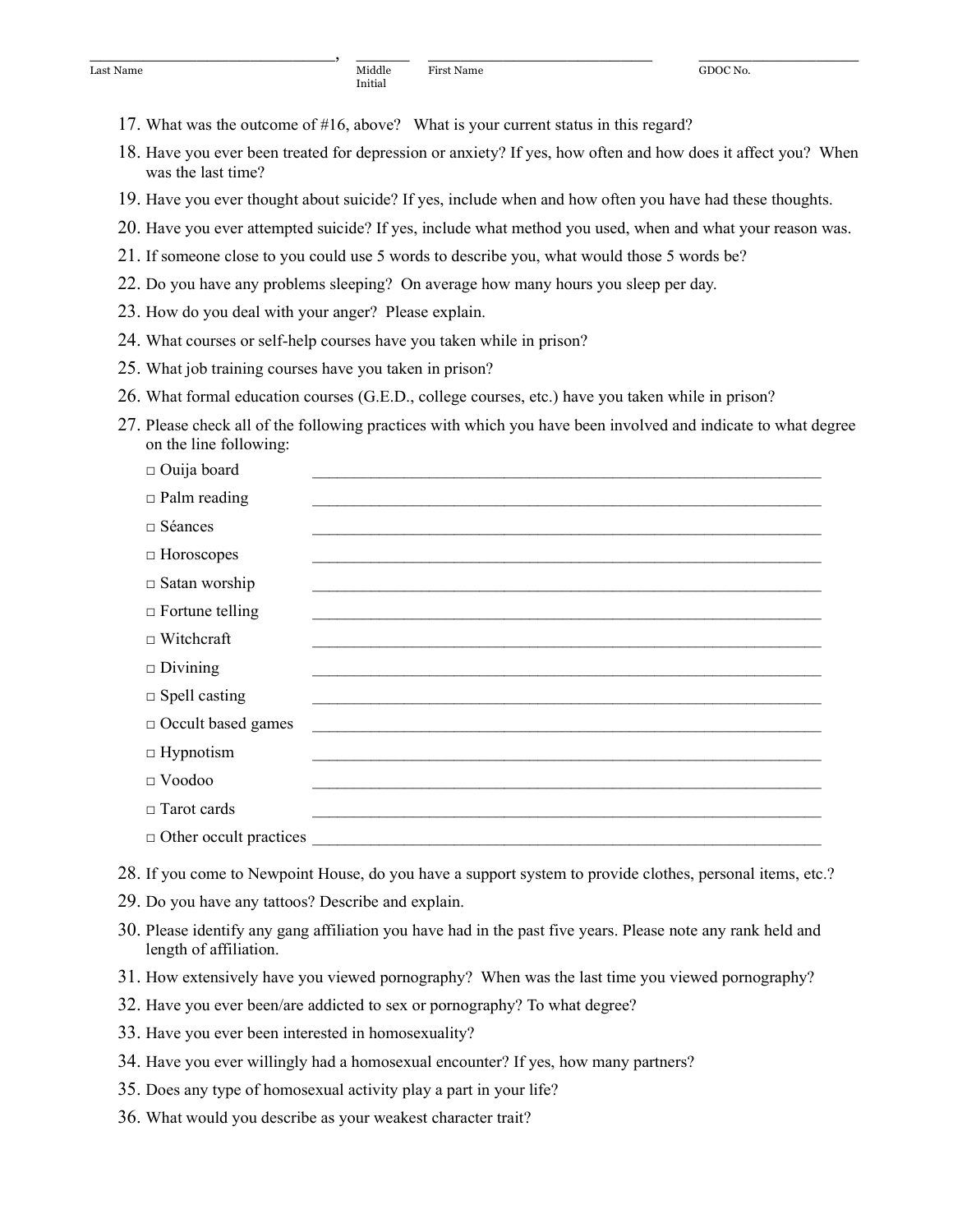_____________________________, _______ ____________________________ ____________________

Last Name Middle Initial First Name GDOC No.

17. What was the outcome of #16, above? What is your current status in this regard?
18. Have you ever been treated for depression or anxiety? If yes, how often and how does it affect you? When was the last time?
19. Have you ever thought about suicide? If yes, include when and how often you have had these thoughts.
20. Have you ever attempted suicide? If yes, include what method you used, when and what your reason was.
21. If someone close to you could use 5 words to describe you, what would those 5 words be?
22. Do you have any problems sleeping? On average how many hours you sleep per day.
23. How do you deal with your anger? Please explain.
24. What courses or self-help courses have you taken while in prison?
25. What job training courses have you taken in prison?
26. What formal education courses (G.E.D., college courses, etc.) have you taken while in prison?
27. Please check all of the following practices with which you have been involved and indicate to what degree on the line following:

    □ Ouija board _______________________________________________________________

    □ Palm reading _______________________________________________________________

    □ Séances _______________________________________________________________

    □ Horoscopes _______________________________________________________________

    □ Satan worship _______________________________________________________________

    □ Fortune telling _______________________________________________________________

    □ Witchcraft _______________________________________________________________

    □ Divining _______________________________________________________________

    □ Spell casting _______________________________________________________________

    □ Occult based games _______________________________________________________________

    □ Hypnotism _______________________________________________________________

    □ Voodoo _______________________________________________________________

    □ Tarot cards _______________________________________________________________

    □ Other occult practices _______________________________________________________________

28. If you come to Newpoint House, do you have a support system to provide clothes, personal items, etc.?
29. Do you have any tattoos? Describe and explain.
30. Please identify any gang affiliation you have had in the past five years. Please note any rank held and length of affiliation.
31. How extensively have you viewed pornography? When was the last time you viewed pornography?
32. Have you ever been/are addicted to sex or pornography? To what degree?
33. Have you ever been interested in homosexuality?
34. Have you ever willingly had a homosexual encounter? If yes, how many partners?
35. Does any type of homosexual activity play a part in your life?
36. What would you describe as your weakest character trait?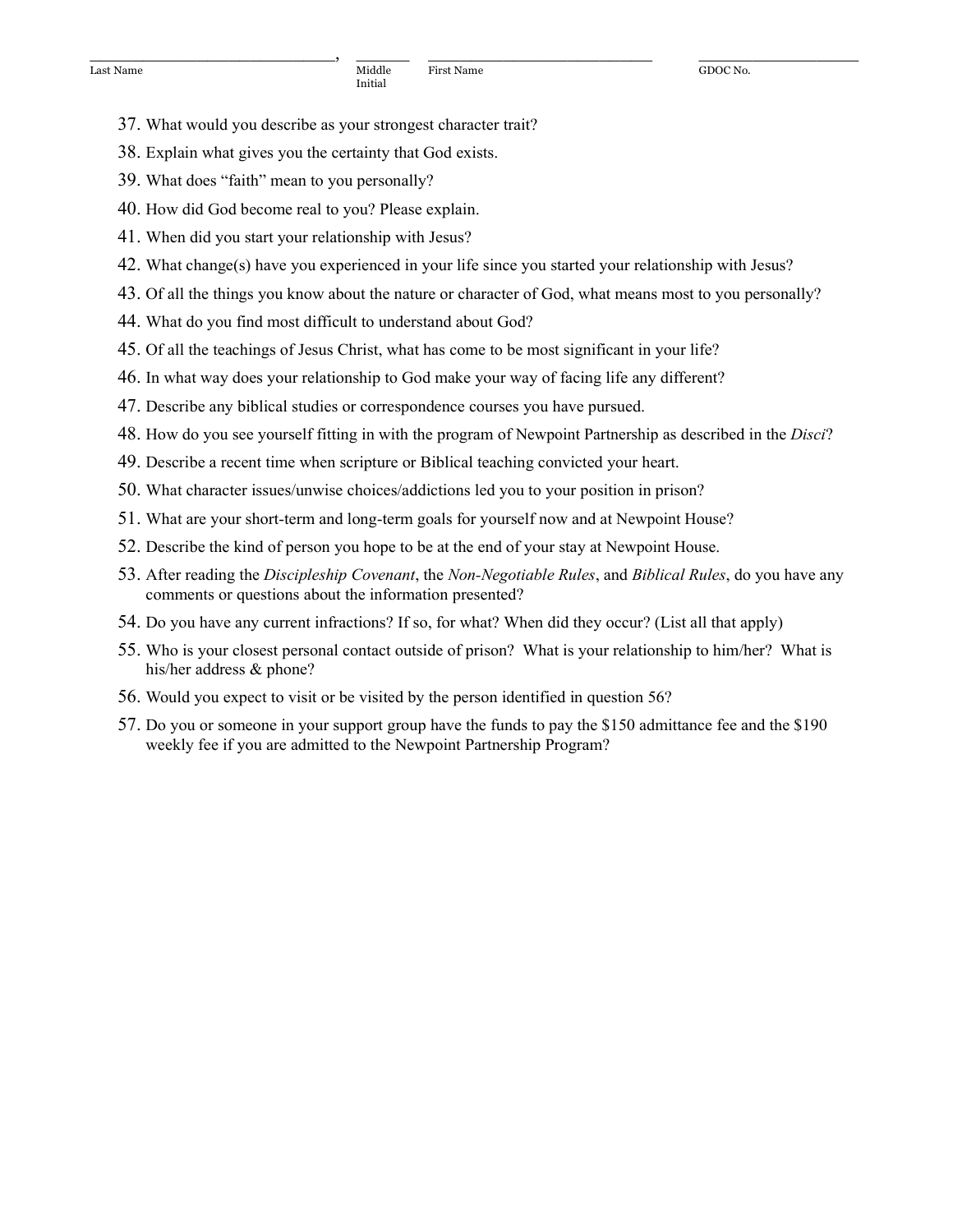_______________________________, _______ _______________________________ ______________________
Last Name Middle Initial First Name GDOC No.

37. What would you describe as your strongest character trait?
38. Explain what gives you the certainty that God exists.
39. What does "faith" mean to you personally?
40. How did God become real to you? Please explain.
41. When did you start your relationship with Jesus?
42. What change(s) have you experienced in your life since you started your relationship with Jesus?
43. Of all the things you know about the nature or character of God, what means most to you personally?
44. What do you find most difficult to understand about God?
45. Of all the teachings of Jesus Christ, what has come to be most significant in your life?
46. In what way does your relationship to God make your way of facing life any different?
47. Describe any biblical studies or correspondence courses you have pursued.
48. How do you see yourself fitting in with the program of Newpoint Partnership as described in the *Disci*?
49. Describe a recent time when scripture or Biblical teaching convicted your heart.
50. What character issues/unwise choices/addictions led you to your position in prison?
51. What are your short-term and long-term goals for yourself now and at Newpoint House?
52. Describe the kind of person you hope to be at the end of your stay at Newpoint House.
53. After reading the *Discipleship Covenant*, the *Non-Negotiable Rules*, and *Biblical Rules*, do you have any comments or questions about the information presented?
54. Do you have any current infractions? If so, for what? When did they occur? (List all that apply)
55. Who is your closest personal contact outside of prison? What is your relationship to him/her? What is his/her address & phone?
56. Would you expect to visit or be visited by the person identified in question 56?
57. Do you or someone in your support group have the funds to pay the $150 admittance fee and the $190 weekly fee if you are admitted to the Newpoint Partnership Program?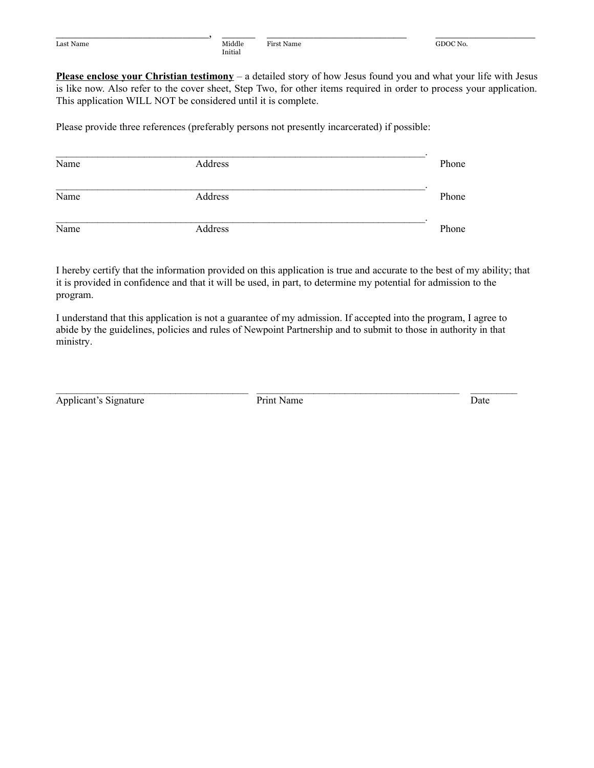_______________________________, _______ _____________________________ ____________________

Last Name Middle Initial First Name GDOC No.

**<u>Please enclose your Christian testimony</u>** – a detailed story of how Jesus found you and what your life with Jesus is like now. Also refer to the cover sheet, Step Two, for other items required in order to process your application. This application WILL NOT be considered until it is complete.

Please provide three references (preferably persons not presently incarcerated) if possible:

_____________________________________________________________________________.

Name Address Phone

_____________________________________________________________________________.

Name Address Phone

_____________________________________________________________________________.

Name Address Phone

I hereby certify that the information provided on this application is true and accurate to the best of my ability; that it is provided in confidence and that it will be used, in part, to determine my potential for admission to the program.

I understand that this application is not a guarantee of my admission. If accepted into the program, I agree to abide by the guidelines, policies and rules of Newpoint Partnership and to submit to those in authority in that ministry.

________________________________________ __________________________________________ _________

Applicant's Signature Print Name Date